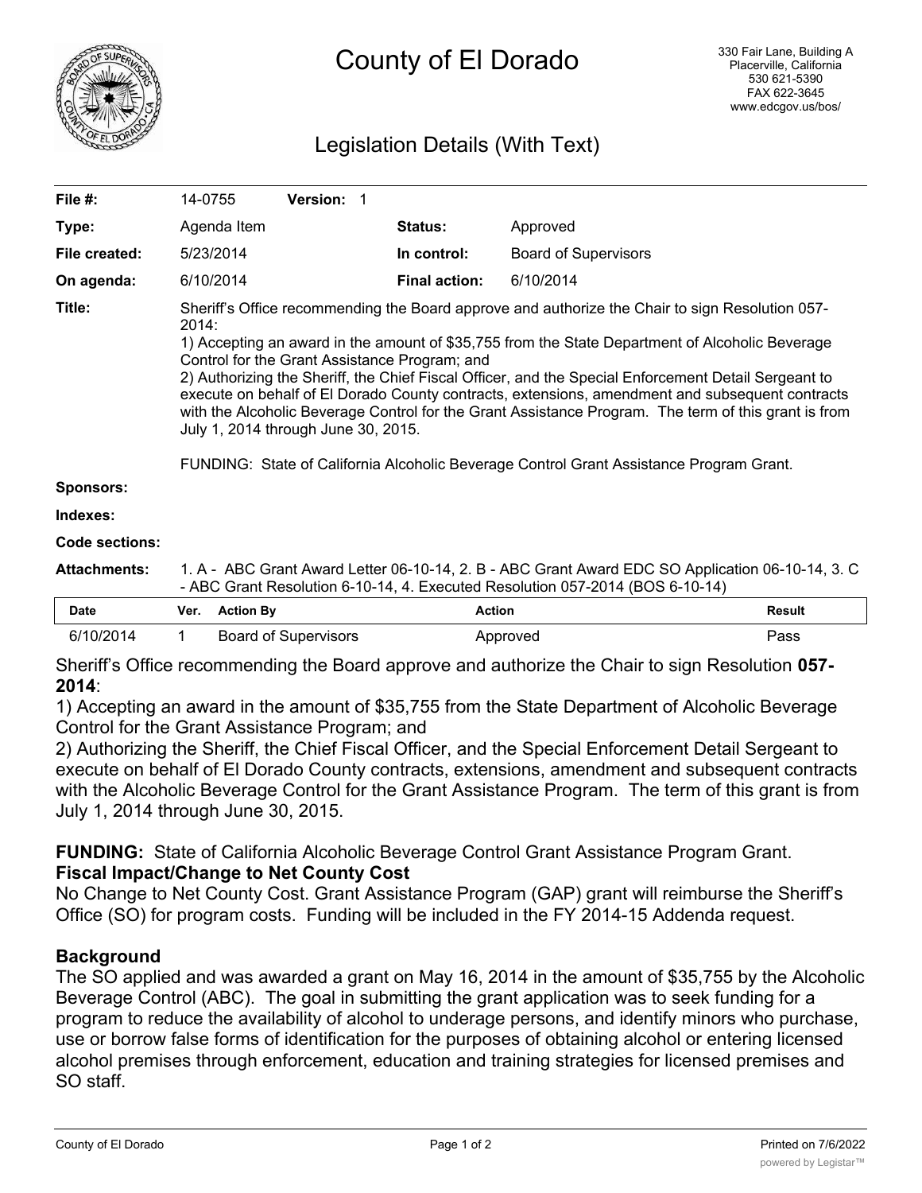# County of El Dorado

330 Fair Lane, Building A
Placerville, California
530 621-5390
FAX 622-3645
www.edcgov.us/bos/

## Legislation Details (With Text)

| | | | |
|---|---|---|---|
| **File #:** | 14-0755 **Version:** 1 | | |
| **Type:** | Agenda Item | **Status:** | Approved |
| **File created:** | 5/23/2014 | **In control:** | Board of Supervisors |
| **On agenda:** | 6/10/2014 | **Final action:** | 6/10/2014 |

**Title:** Sheriff's Office recommending the Board approve and authorize the Chair to sign Resolution 057-2014:
1) Accepting an award in the amount of $35,755 from the State Department of Alcoholic Beverage Control for the Grant Assistance Program; and
2) Authorizing the Sheriff, the Chief Fiscal Officer, and the Special Enforcement Detail Sergeant to execute on behalf of El Dorado County contracts, extensions, amendment and subsequent contracts with the Alcoholic Beverage Control for the Grant Assistance Program. The term of this grant is from July 1, 2014 through June 30, 2015.

FUNDING: State of California Alcoholic Beverage Control Grant Assistance Program Grant.

**Sponsors:**

**Indexes:**

**Code sections:**

**Attachments:** 1. A - ABC Grant Award Letter 06-10-14, 2. B - ABC Grant Award EDC SO Application 06-10-14, 3. C - ABC Grant Resolution 6-10-14, 4. Executed Resolution 057-2014 (BOS 6-10-14)

| Date | Ver. | Action By | Action | Result |
|---|---|---|---|---|
| 6/10/2014 | 1 | Board of Supervisors | Approved | Pass |

Sheriff's Office recommending the Board approve and authorize the Chair to sign Resolution **057-2014**:
1) Accepting an award in the amount of $35,755 from the State Department of Alcoholic Beverage Control for the Grant Assistance Program; and
2) Authorizing the Sheriff, the Chief Fiscal Officer, and the Special Enforcement Detail Sergeant to execute on behalf of El Dorado County contracts, extensions, amendment and subsequent contracts with the Alcoholic Beverage Control for the Grant Assistance Program. The term of this grant is from July 1, 2014 through June 30, 2015.

**FUNDING:** State of California Alcoholic Beverage Control Grant Assistance Program Grant.

**Fiscal Impact/Change to Net County Cost**

No Change to Net County Cost. Grant Assistance Program (GAP) grant will reimburse the Sheriff's Office (SO) for program costs. Funding will be included in the FY 2014-15 Addenda request.

**Background**

The SO applied and was awarded a grant on May 16, 2014 in the amount of $35,755 by the Alcoholic Beverage Control (ABC). The goal in submitting the grant application was to seek funding for a program to reduce the availability of alcohol to underage persons, and identify minors who purchase, use or borrow false forms of identification for the purposes of obtaining alcohol or entering licensed alcohol premises through enforcement, education and training strategies for licensed premises and SO staff.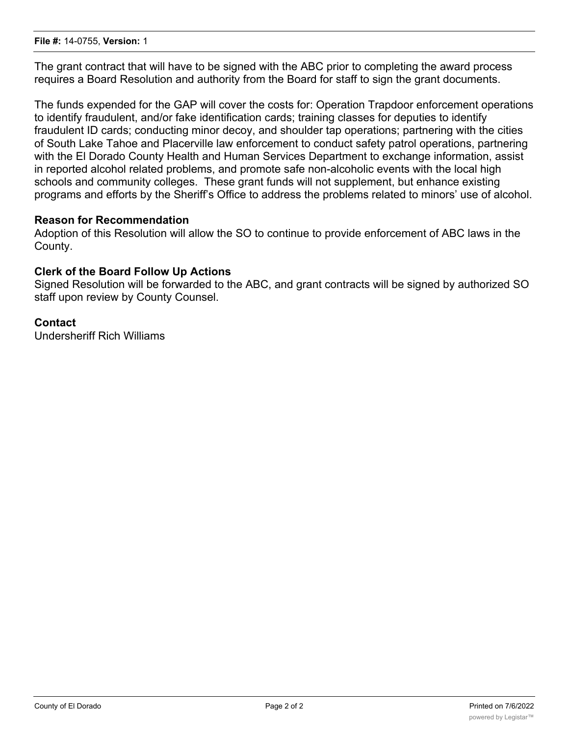The grant contract that will have to be signed with the ABC prior to completing the award process requires a Board Resolution and authority from the Board for staff to sign the grant documents.

The funds expended for the GAP will cover the costs for: Operation Trapdoor enforcement operations to identify fraudulent, and/or fake identification cards; training classes for deputies to identify fraudulent ID cards; conducting minor decoy, and shoulder tap operations; partnering with the cities of South Lake Tahoe and Placerville law enforcement to conduct safety patrol operations, partnering with the El Dorado County Health and Human Services Department to exchange information, assist in reported alcohol related problems, and promote safe non-alcoholic events with the local high schools and community colleges. These grant funds will not supplement, but enhance existing programs and efforts by the Sheriff's Office to address the problems related to minors' use of alcohol.

**Reason for Recommendation**
Adoption of this Resolution will allow the SO to continue to provide enforcement of ABC laws in the County.

**Clerk of the Board Follow Up Actions**
Signed Resolution will be forwarded to the ABC, and grant contracts will be signed by authorized SO staff upon review by County Counsel.

**Contact**
Undersheriff Rich Williams